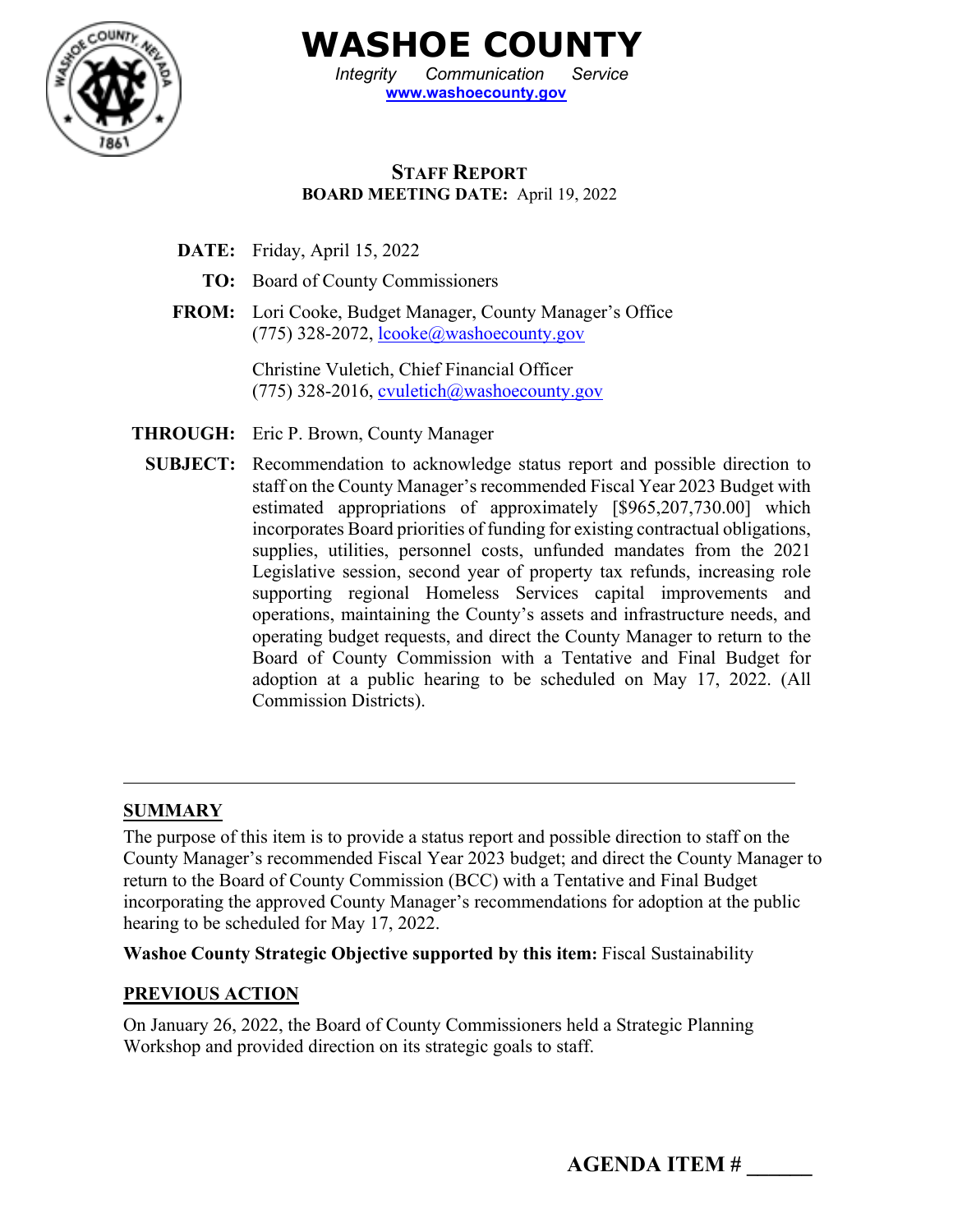# WASHOE COUNTY

*Integrity Communication Service*
**www.washoecounty.gov**

## STAFF REPORT
**BOARD MEETING DATE:** April 19, 2022

**DATE:** Friday, April 15, 2022

**TO:** Board of County Commissioners

**FROM:** Lori Cooke, Budget Manager, County Manager's Office
(775) 328-2072, lcooke@washoecounty.gov

Christine Vuletich, Chief Financial Officer
(775) 328-2016, cvuletich@washoecounty.gov

**THROUGH:** Eric P. Brown, County Manager

**SUBJECT:** Recommendation to acknowledge status report and possible direction to staff on the County Manager's recommended Fiscal Year 2023 Budget with estimated appropriations of approximately [$965,207,730.00] which incorporates Board priorities of funding for existing contractual obligations, supplies, utilities, personnel costs, unfunded mandates from the 2021 Legislative session, second year of property tax refunds, increasing role supporting regional Homeless Services capital improvements and operations, maintaining the County's assets and infrastructure needs, and operating budget requests, and direct the County Manager to return to the Board of County Commission with a Tentative and Final Budget for adoption at a public hearing to be scheduled on May 17, 2022. (All Commission Districts).

---

## SUMMARY

The purpose of this item is to provide a status report and possible direction to staff on the County Manager's recommended Fiscal Year 2023 budget; and direct the County Manager to return to the Board of County Commission (BCC) with a Tentative and Final Budget incorporating the approved County Manager's recommendations for adoption at the public hearing to be scheduled for May 17, 2022.

**Washoe County Strategic Objective supported by this item:** Fiscal Sustainability

## PREVIOUS ACTION

On January 26, 2022, the Board of County Commissioners held a Strategic Planning Workshop and provided direction on its strategic goals to staff.

**AGENDA ITEM # ______**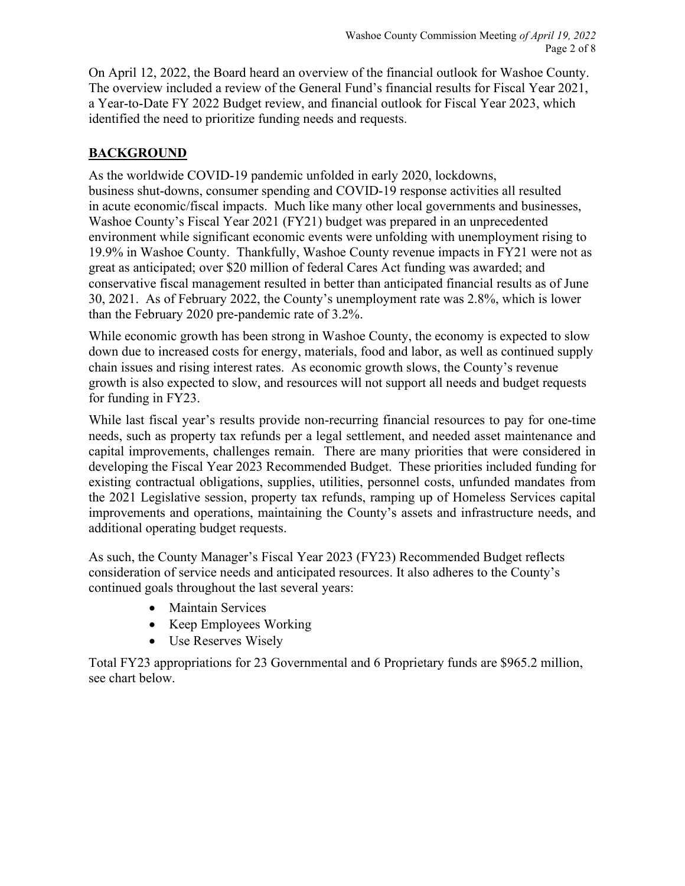On April 12, 2022, the Board heard an overview of the financial outlook for Washoe County. The overview included a review of the General Fund's financial results for Fiscal Year 2021, a Year-to-Date FY 2022 Budget review, and financial outlook for Fiscal Year 2023, which identified the need to prioritize funding needs and requests.

## BACKGROUND

As the worldwide COVID-19 pandemic unfolded in early 2020, lockdowns, business shut-downs, consumer spending and COVID-19 response activities all resulted in acute economic/fiscal impacts. Much like many other local governments and businesses, Washoe County's Fiscal Year 2021 (FY21) budget was prepared in an unprecedented environment while significant economic events were unfolding with unemployment rising to 19.9% in Washoe County. Thankfully, Washoe County revenue impacts in FY21 were not as great as anticipated; over $20 million of federal Cares Act funding was awarded; and conservative fiscal management resulted in better than anticipated financial results as of June 30, 2021. As of February 2022, the County's unemployment rate was 2.8%, which is lower than the February 2020 pre-pandemic rate of 3.2%.

While economic growth has been strong in Washoe County, the economy is expected to slow down due to increased costs for energy, materials, food and labor, as well as continued supply chain issues and rising interest rates. As economic growth slows, the County's revenue growth is also expected to slow, and resources will not support all needs and budget requests for funding in FY23.

While last fiscal year's results provide non-recurring financial resources to pay for one-time needs, such as property tax refunds per a legal settlement, and needed asset maintenance and capital improvements, challenges remain. There are many priorities that were considered in developing the Fiscal Year 2023 Recommended Budget. These priorities included funding for existing contractual obligations, supplies, utilities, personnel costs, unfunded mandates from the 2021 Legislative session, property tax refunds, ramping up of Homeless Services capital improvements and operations, maintaining the County's assets and infrastructure needs, and additional operating budget requests.

As such, the County Manager's Fiscal Year 2023 (FY23) Recommended Budget reflects consideration of service needs and anticipated resources. It also adheres to the County's continued goals throughout the last several years:

- Maintain Services
- Keep Employees Working
- Use Reserves Wisely

Total FY23 appropriations for 23 Governmental and 6 Proprietary funds are $965.2 million, see chart below.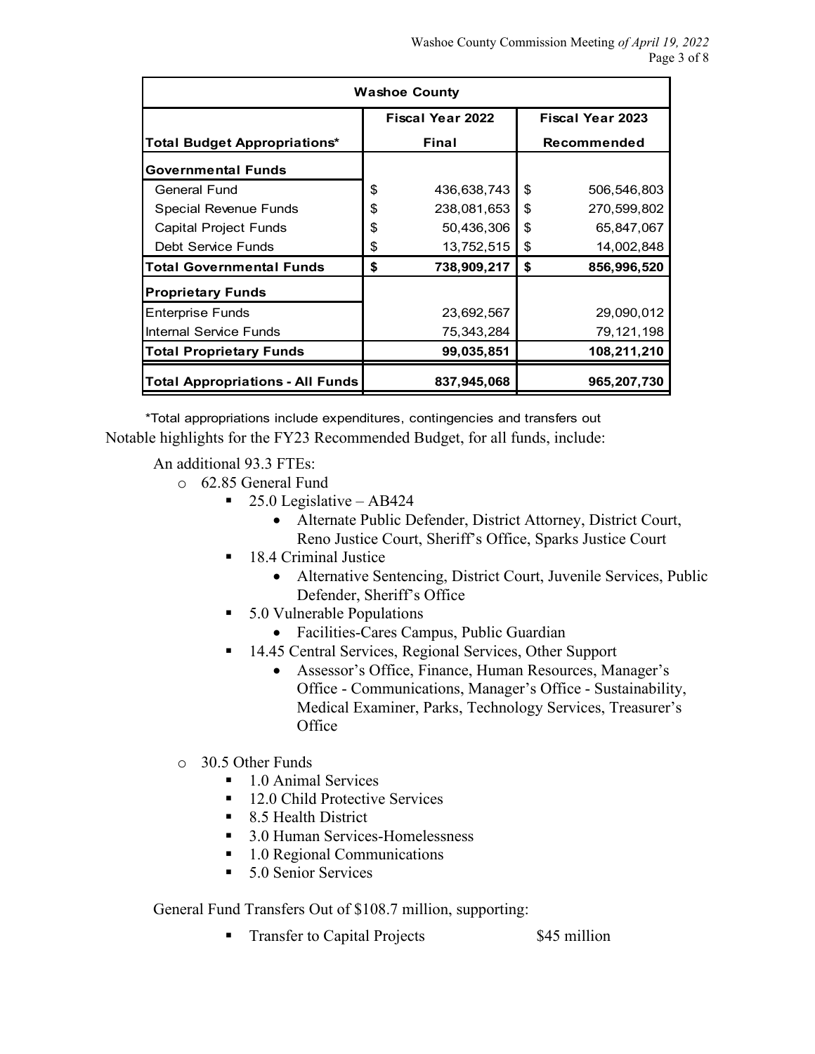| Washoe County | | |
|---|---|---|
| | Fiscal Year 2022 | Fiscal Year 2023 |
| **Total Budget Appropriations*** | **Final** | **Recommended** |
| **Governmental Funds** | | |
| General Fund | $ 436,638,743 | $ 506,546,803 |
| Special Revenue Funds | $ 238,081,653 | $ 270,599,802 |
| Capital Project Funds | $ 50,436,306 | $ 65,847,067 |
| Debt Service Funds | $ 13,752,515 | $ 14,002,848 |
| **Total Governmental Funds** | **$ 738,909,217** | **$ 856,996,520** |
| **Proprietary Funds** | | |
| Enterprise Funds | 23,692,567 | 29,090,012 |
| Internal Service Funds | 75,343,284 | 79,121,198 |
| **Total Proprietary Funds** | **99,035,851** | **108,211,210** |
| **Total Appropriations - All Funds** | **837,945,068** | **965,207,730** |

*Total appropriations include expenditures, contingencies and transfers out

Notable highlights for the FY23 Recommended Budget, for all funds, include:

An additional 93.3 FTEs:

- 62.85 General Fund
  - 25.0 Legislative – AB424
    - Alternate Public Defender, District Attorney, District Court, Reno Justice Court, Sheriff's Office, Sparks Justice Court
  - 18.4 Criminal Justice
    - Alternative Sentencing, District Court, Juvenile Services, Public Defender, Sheriff's Office
  - 5.0 Vulnerable Populations
    - Facilities-Cares Campus, Public Guardian
  - 14.45 Central Services, Regional Services, Other Support
    - Assessor's Office, Finance, Human Resources, Manager's Office - Communications, Manager's Office - Sustainability, Medical Examiner, Parks, Technology Services, Treasurer's Office
- 30.5 Other Funds
  - 1.0 Animal Services
  - 12.0 Child Protective Services
  - 8.5 Health District
  - 3.0 Human Services-Homelessness
  - 1.0 Regional Communications
  - 5.0 Senior Services

General Fund Transfers Out of $108.7 million, supporting:

- Transfer to Capital Projects $45 million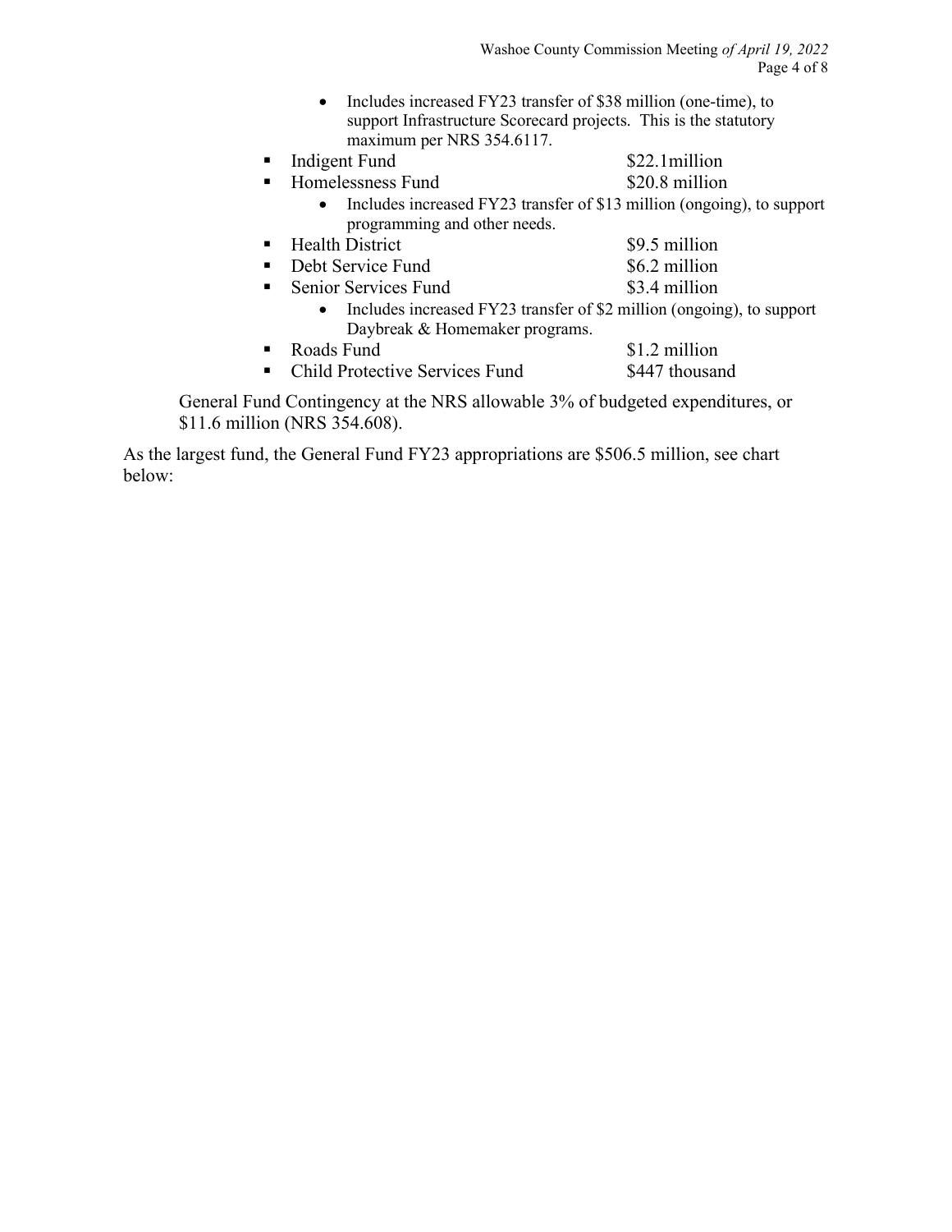- Includes increased FY23 transfer of $38 million (one-time), to support Infrastructure Scorecard projects. This is the statutory maximum per NRS 354.6117.
- Indigent Fund $22.1million
- Homelessness Fund $20.8 million
  - Includes increased FY23 transfer of $13 million (ongoing), to support programming and other needs.
- Health District $9.5 million
- Debt Service Fund $6.2 million
- Senior Services Fund $3.4 million
  - Includes increased FY23 transfer of $2 million (ongoing), to support Daybreak & Homemaker programs.
- Roads Fund $1.2 million
- Child Protective Services Fund $447 thousand

General Fund Contingency at the NRS allowable 3% of budgeted expenditures, or $11.6 million (NRS 354.608).

As the largest fund, the General Fund FY23 appropriations are $506.5 million, see chart below: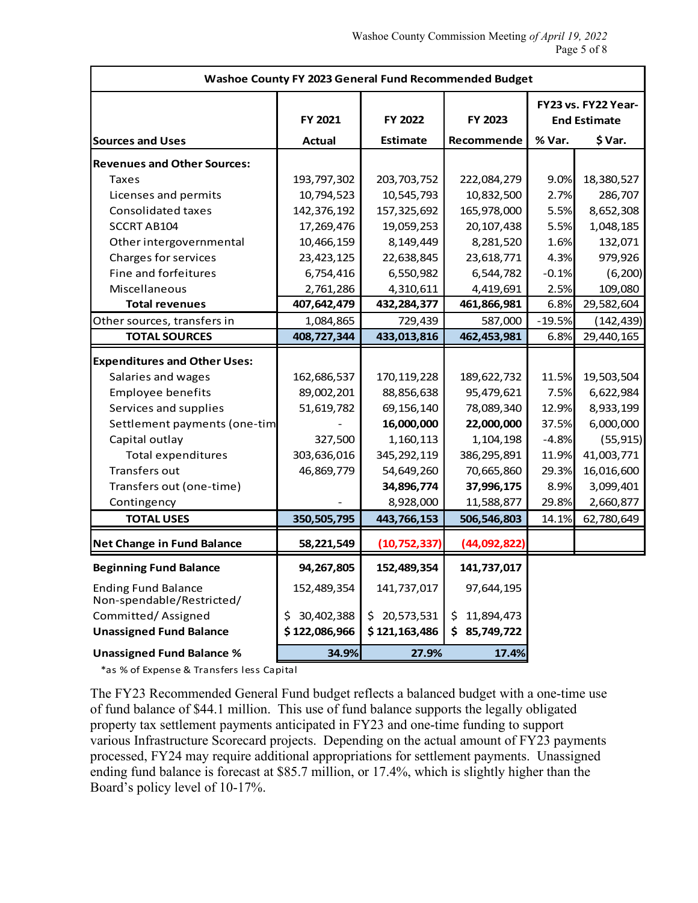| **Washoe County FY 2023 General Fund Recommended Budget** | | | | | |
|---|---|---|---|---|---|
| **Sources and Uses** | **FY 2021 Actual** | **FY 2022 Estimate** | **FY 2023 Recommende** | **FY23 vs. FY22 Year-End Estimate** | |
| | | | | **% Var.** | **$ Var.** |
| **Revenues and Other Sources:** | | | | | |
| Taxes | 193,797,302 | 203,703,752 | 222,084,279 | 9.0% | 18,380,527 |
| Licenses and permits | 10,794,523 | 10,545,793 | 10,832,500 | 2.7% | 286,707 |
| Consolidated taxes | 142,376,192 | 157,325,692 | 165,978,000 | 5.5% | 8,652,308 |
| SCCRT AB104 | 17,269,476 | 19,059,253 | 20,107,438 | 5.5% | 1,048,185 |
| Other intergovernmental | 10,466,159 | 8,149,449 | 8,281,520 | 1.6% | 132,071 |
| Charges for services | 23,423,125 | 22,638,845 | 23,618,771 | 4.3% | 979,926 |
| Fine and forfeitures | 6,754,416 | 6,550,982 | 6,544,782 | -0.1% | (6,200) |
| Miscellaneous | 2,761,286 | 4,310,611 | 4,419,691 | 2.5% | 109,080 |
| **Total revenues** | **407,642,479** | **432,284,377** | **461,866,981** | 6.8% | 29,582,604 |
| Other sources, transfers in | 1,084,865 | 729,439 | 587,000 | -19.5% | (142,439) |
| **TOTAL SOURCES** | **408,727,344** | **433,013,816** | **462,453,981** | 6.8% | 29,440,165 |
| **Expenditures and Other Uses:** | | | | | |
| Salaries and wages | 162,686,537 | 170,119,228 | 189,622,732 | 11.5% | 19,503,504 |
| Employee benefits | 89,002,201 | 88,856,638 | 95,479,621 | 7.5% | 6,622,984 |
| Services and supplies | 51,619,782 | 69,156,140 | 78,089,340 | 12.9% | 8,933,199 |
| Settlement payments (one-tim | - | **16,000,000** | **22,000,000** | 37.5% | 6,000,000 |
| Capital outlay | 327,500 | 1,160,113 | 1,104,198 | -4.8% | (55,915) |
| Total expenditures | 303,636,016 | 345,292,119 | 386,295,891 | 11.9% | 41,003,771 |
| Transfers out | 46,869,779 | 54,649,260 | 70,665,860 | 29.3% | 16,016,600 |
| Transfers out (one-time) | | **34,896,774** | **37,996,175** | 8.9% | 3,099,401 |
| Contingency | - | 8,928,000 | 11,588,877 | 29.8% | 2,660,877 |
| **TOTAL USES** | **350,505,795** | **443,766,153** | **506,546,803** | 14.1% | 62,780,649 |
| **Net Change in Fund Balance** | **58,221,549** | **(10,752,337)** | **(44,092,822)** | | |
| **Beginning Fund Balance** | **94,267,805** | **152,489,354** | **141,737,017** | | |
| Ending Fund Balance | 152,489,354 | 141,737,017 | 97,644,195 | | |
| Non-spendable/Restricted/ Committed/ Assigned | $ 30,402,388 | $ 20,573,531 | $ 11,894,473 | | |
| **Unassigned Fund Balance** | **$ 122,086,966** | **$ 121,163,486** | **$ 85,749,722** | | |
| **Unassigned Fund Balance %** | **34.9%** | **27.9%** | **17.4%** | | |

*as % of Expense & Transfers less Capital

The FY23 Recommended General Fund budget reflects a balanced budget with a one-time use of fund balance of $44.1 million. This use of fund balance supports the legally obligated property tax settlement payments anticipated in FY23 and one-time funding to support various Infrastructure Scorecard projects. Depending on the actual amount of FY23 payments processed, FY24 may require additional appropriations for settlement payments. Unassigned ending fund balance is forecast at $85.7 million, or 17.4%, which is slightly higher than the Board's policy level of 10-17%.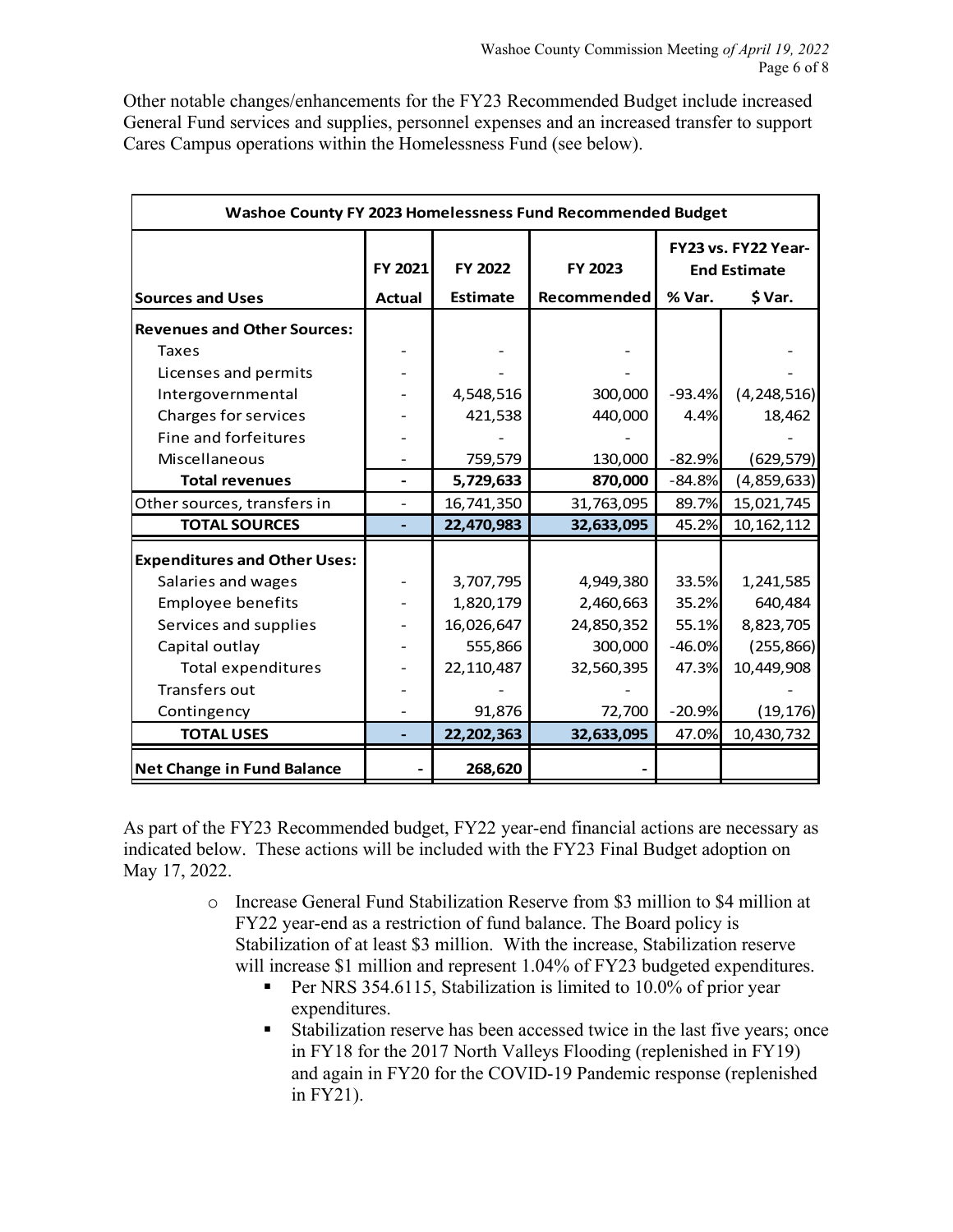Other notable changes/enhancements for the FY23 Recommended Budget include increased General Fund services and supplies, personnel expenses and an increased transfer to support Cares Campus operations within the Homelessness Fund (see below).

| Washoe County FY 2023 Homelessness Fund Recommended Budget | | | | | |
|---|---|---|---|---|---|
| | FY 2021 | FY 2022 | FY 2023 | FY23 vs. FY22 Year-End Estimate | |
| **Sources and Uses** | **Actual** | **Estimate** | **Recommended** | **% Var.** | **$ Var.** |
| **Revenues and Other Sources:** | | | | | |
| Taxes | - | - | - | | - |
| Licenses and permits | - | - | - | | - |
| Intergovernmental | - | 4,548,516 | 300,000 | -93.4% | (4,248,516) |
| Charges for services | - | 421,538 | 440,000 | 4.4% | 18,462 |
| Fine and forfeitures | - | - | - | | - |
| Miscellaneous | - | 759,579 | 130,000 | -82.9% | (629,579) |
| **Total revenues** | **-** | **5,729,633** | **870,000** | -84.8% | (4,859,633) |
| Other sources, transfers in | - | 16,741,350 | 31,763,095 | 89.7% | 15,021,745 |
| **TOTAL SOURCES** | **-** | **22,470,983** | **32,633,095** | 45.2% | 10,162,112 |
| **Expenditures and Other Uses:** | | | | | |
| Salaries and wages | - | 3,707,795 | 4,949,380 | 33.5% | 1,241,585 |
| Employee benefits | - | 1,820,179 | 2,460,663 | 35.2% | 640,484 |
| Services and supplies | - | 16,026,647 | 24,850,352 | 55.1% | 8,823,705 |
| Capital outlay | - | 555,866 | 300,000 | -46.0% | (255,866) |
| Total expenditures | - | 22,110,487 | 32,560,395 | 47.3% | 10,449,908 |
| Transfers out | - | - | - | | - |
| Contingency | - | 91,876 | 72,700 | -20.9% | (19,176) |
| **TOTAL USES** | **-** | **22,202,363** | **32,633,095** | 47.0% | 10,430,732 |
| **Net Change in Fund Balance** | **-** | **268,620** | **-** | | |

As part of the FY23 Recommended budget, FY22 year-end financial actions are necessary as indicated below. These actions will be included with the FY23 Final Budget adoption on May 17, 2022.

- Increase General Fund Stabilization Reserve from $3 million to $4 million at FY22 year-end as a restriction of fund balance. The Board policy is Stabilization of at least $3 million. With the increase, Stabilization reserve will increase $1 million and represent 1.04% of FY23 budgeted expenditures.
  - Per NRS 354.6115, Stabilization is limited to 10.0% of prior year expenditures.
  - Stabilization reserve has been accessed twice in the last five years; once in FY18 for the 2017 North Valleys Flooding (replenished in FY19) and again in FY20 for the COVID-19 Pandemic response (replenished in FY21).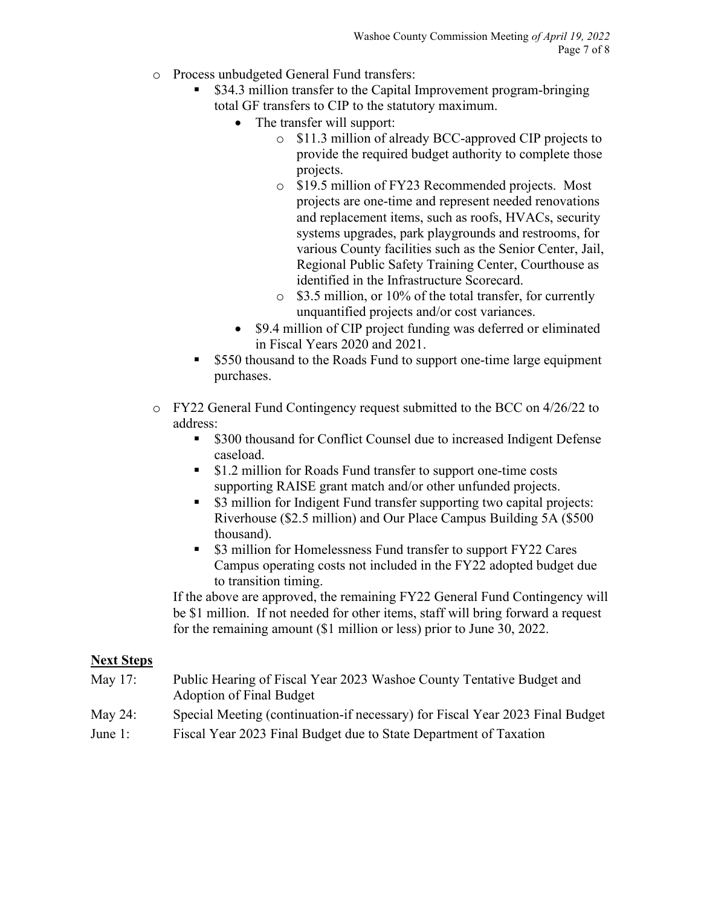- Process unbudgeted General Fund transfers:
  - $34.3 million transfer to the Capital Improvement program-bringing total GF transfers to CIP to the statutory maximum.
    - The transfer will support:
      - $11.3 million of already BCC-approved CIP projects to provide the required budget authority to complete those projects.
      - $19.5 million of FY23 Recommended projects. Most projects are one-time and represent needed renovations and replacement items, such as roofs, HVACs, security systems upgrades, park playgrounds and restrooms, for various County facilities such as the Senior Center, Jail, Regional Public Safety Training Center, Courthouse as identified in the Infrastructure Scorecard.
      - $3.5 million, or 10% of the total transfer, for currently unquantified projects and/or cost variances.
    - $9.4 million of CIP project funding was deferred or eliminated in Fiscal Years 2020 and 2021.
  - $550 thousand to the Roads Fund to support one-time large equipment purchases.

- FY22 General Fund Contingency request submitted to the BCC on 4/26/22 to address:
  - $300 thousand for Conflict Counsel due to increased Indigent Defense caseload.
  - $1.2 million for Roads Fund transfer to support one-time costs supporting RAISE grant match and/or other unfunded projects.
  - $3 million for Indigent Fund transfer supporting two capital projects: Riverhouse ($2.5 million) and Our Place Campus Building 5A ($500 thousand).
  - $3 million for Homelessness Fund transfer to support FY22 Cares Campus operating costs not included in the FY22 adopted budget due to transition timing.

  If the above are approved, the remaining FY22 General Fund Contingency will be $1 million. If not needed for other items, staff will bring forward a request for the remaining amount ($1 million or less) prior to June 30, 2022.

**Next Steps**

May 17: Public Hearing of Fiscal Year 2023 Washoe County Tentative Budget and Adoption of Final Budget

May 24: Special Meeting (continuation-if necessary) for Fiscal Year 2023 Final Budget

June 1: Fiscal Year 2023 Final Budget due to State Department of Taxation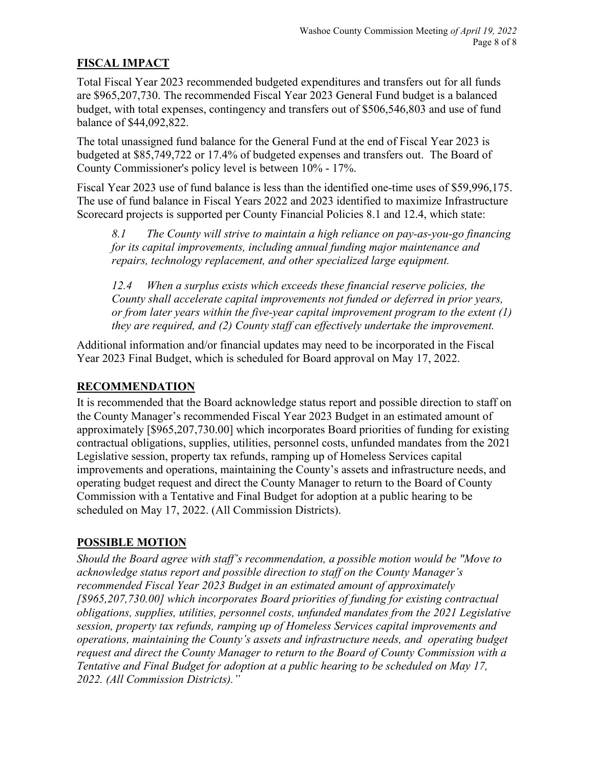## FISCAL IMPACT

Total Fiscal Year 2023 recommended budgeted expenditures and transfers out for all funds are $965,207,730. The recommended Fiscal Year 2023 General Fund budget is a balanced budget, with total expenses, contingency and transfers out of $506,546,803 and use of fund balance of $44,092,822.

The total unassigned fund balance for the General Fund at the end of Fiscal Year 2023 is budgeted at $85,749,722 or 17.4% of budgeted expenses and transfers out. The Board of County Commissioner's policy level is between 10% - 17%.

Fiscal Year 2023 use of fund balance is less than the identified one-time uses of $59,996,175. The use of fund balance in Fiscal Years 2022 and 2023 identified to maximize Infrastructure Scorecard projects is supported per County Financial Policies 8.1 and 12.4, which state:

> *8.1 The County will strive to maintain a high reliance on pay-as-you-go financing for its capital improvements, including annual funding major maintenance and repairs, technology replacement, and other specialized large equipment.*
>
> *12.4 When a surplus exists which exceeds these financial reserve policies, the County shall accelerate capital improvements not funded or deferred in prior years, or from later years within the five-year capital improvement program to the extent (1) they are required, and (2) County staff can effectively undertake the improvement.*

Additional information and/or financial updates may need to be incorporated in the Fiscal Year 2023 Final Budget, which is scheduled for Board approval on May 17, 2022.

## RECOMMENDATION

It is recommended that the Board acknowledge status report and possible direction to staff on the County Manager's recommended Fiscal Year 2023 Budget in an estimated amount of approximately [$965,207,730.00] which incorporates Board priorities of funding for existing contractual obligations, supplies, utilities, personnel costs, unfunded mandates from the 2021 Legislative session, property tax refunds, ramping up of Homeless Services capital improvements and operations, maintaining the County's assets and infrastructure needs, and operating budget request and direct the County Manager to return to the Board of County Commission with a Tentative and Final Budget for adoption at a public hearing to be scheduled on May 17, 2022. (All Commission Districts).

## POSSIBLE MOTION

*Should the Board agree with staff's recommendation, a possible motion would be "Move to acknowledge status report and possible direction to staff on the County Manager's recommended Fiscal Year 2023 Budget in an estimated amount of approximately [$965,207,730.00] which incorporates Board priorities of funding for existing contractual obligations, supplies, utilities, personnel costs, unfunded mandates from the 2021 Legislative session, property tax refunds, ramping up of Homeless Services capital improvements and operations, maintaining the County's assets and infrastructure needs, and operating budget request and direct the County Manager to return to the Board of County Commission with a Tentative and Final Budget for adoption at a public hearing to be scheduled on May 17, 2022. (All Commission Districts)."*